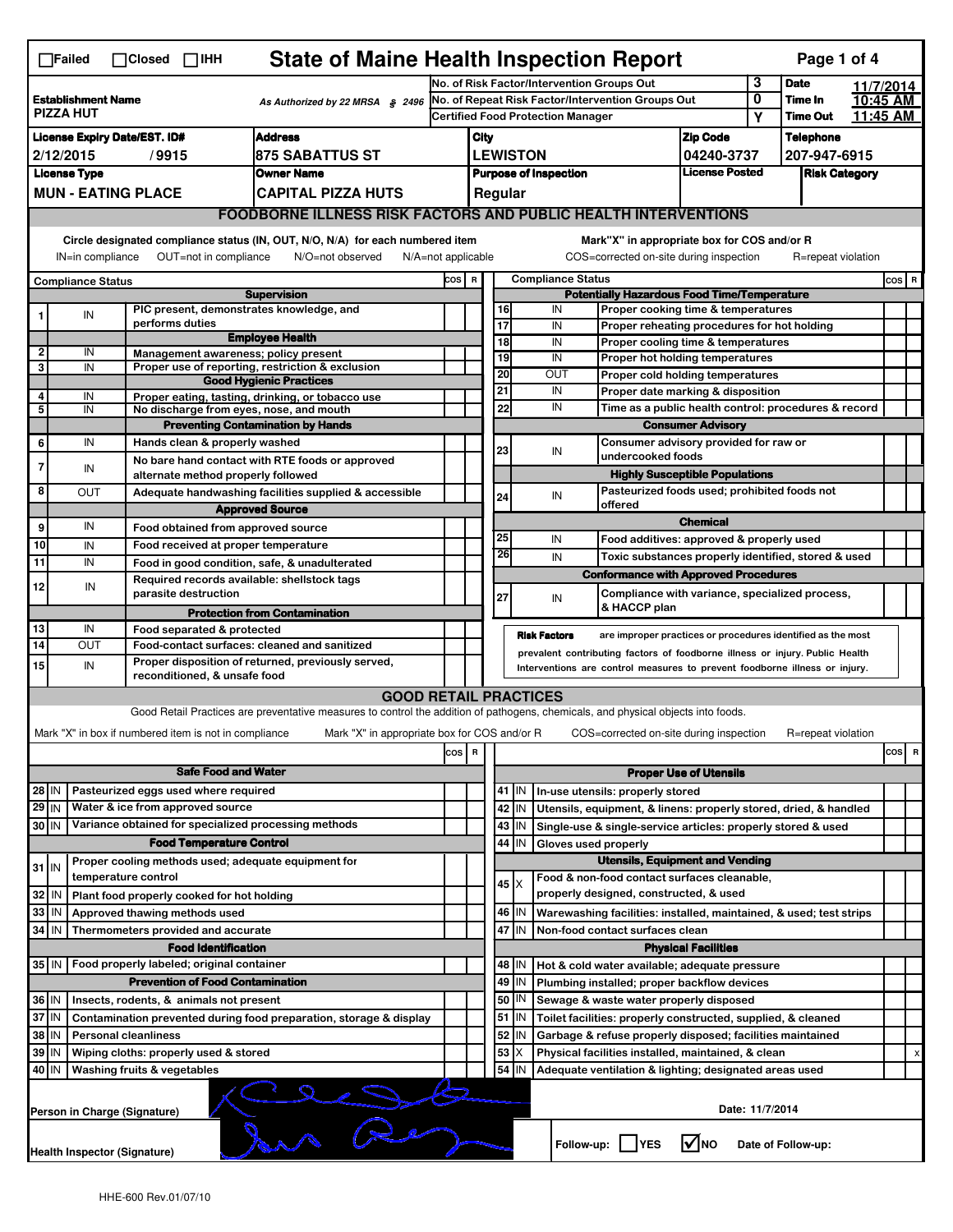☐Failed ☐Closed ☐IHH

# State of Maine Health Inspection Report

| | | | |
|---|---|---|---|
| **Establishment Name** PIZZA HUT | As Authorized by 22 MRSA § 2496 | No. of Risk Factor/Intervention Groups Out | 3 |
| | | No. of Repeat Risk Factor/Intervention Groups Out | 0 |
| | | Certified Food Protection Manager | Y |

**Date** 11/7/2014 **Time In** 10:45 AM **Time Out** 11:45 AM

| License Expiry Date/EST. ID# | Address | City | Zip Code | Telephone |
|---|---|---|---|---|
| 2/12/2015 / 9915 | 875 SABATTUS ST | LEWISTON | 04240-3737 | 207-947-6915 |
| **License Type** | **Owner Name** | **Purpose of Inspection** | **License Posted** | **Risk Category** |
| MUN - EATING PLACE | CAPITAL PIZZA HUTS | Regular | | |

## FOODBORNE ILLNESS RISK FACTORS AND PUBLIC HEALTH INTERVENTIONS

Circle designated compliance status (IN, OUT, N/O, N/A) for each numbered item — IN=in compliance OUT=not in compliance N/O=not observed N/A=not applicable

Mark"X" in appropriate box for COS and/or R — COS=corrected on-site during inspection R=repeat violation

| # | Compliance Status | Item | COS | R |
|---|---|---|---|---|
| | | **Supervision** | | |
| 1 | IN | PIC present, demonstrates knowledge, and performs duties | | |
| | | **Employee Health** | | |
| 2 | IN | Management awareness; policy present | | |
| 3 | IN | Proper use of reporting, restriction & exclusion | | |
| | | **Good Hygienic Practices** | | |
| 4 | IN | Proper eating, tasting, drinking, or tobacco use | | |
| 5 | IN | No discharge from eyes, nose, and mouth | | |
| | | **Preventing Contamination by Hands** | | |
| 6 | IN | Hands clean & properly washed | | |
| 7 | IN | No bare hand contact with RTE foods or approved alternate method properly followed | | |
| 8 | OUT | Adequate handwashing facilities supplied & accessible | | |
| | | **Approved Source** | | |
| 9 | IN | Food obtained from approved source | | |
| 10 | IN | Food received at proper temperature | | |
| 11 | IN | Food in good condition, safe, & unadulterated | | |
| 12 | IN | Required records available: shellstock tags parasite destruction | | |
| | | **Protection from Contamination** | | |
| 13 | IN | Food separated & protected | | |
| 14 | OUT | Food-contact surfaces: cleaned and sanitized | | |
| 15 | IN | Proper disposition of returned, previously served, reconditioned, & unsafe food | | |
| | | **Potentially Hazardous Food Time/Temperature** | | |
| 16 | IN | Proper cooking time & temperatures | | |
| 17 | IN | Proper reheating procedures for hot holding | | |
| 18 | IN | Proper cooling time & temperatures | | |
| 19 | IN | Proper hot holding temperatures | | |
| 20 | OUT | Proper cold holding temperatures | | |
| 21 | IN | Proper date marking & disposition | | |
| 22 | IN | Time as a public health control: procedures & record | | |
| | | **Consumer Advisory** | | |
| 23 | IN | Consumer advisory provided for raw or undercooked foods | | |
| | | **Highly Susceptible Populations** | | |
| 24 | IN | Pasteurized foods used; prohibited foods not offered | | |
| | | **Chemical** | | |
| 25 | IN | Food additives: approved & properly used | | |
| 26 | IN | Toxic substances properly identified, stored & used | | |
| | | **Conformance with Approved Procedures** | | |
| 27 | IN | Compliance with variance, specialized process, & HACCP plan | | |

**Risk Factors** are improper practices or procedures identified as the most prevalent contributing factors of foodborne illness or injury. Public Health Interventions are control measures to prevent foodborne illness or injury.

## GOOD RETAIL PRACTICES

Good Retail Practices are preventative measures to control the addition of pathogens, chemicals, and physical objects into foods.

Mark "X" in box if numbered item is not in compliance — Mark "X" in appropriate box for COS and/or R — COS=corrected on-site during inspection R=repeat violation

| # | Status | Item | COS | R |
|---|---|---|---|---|
| | | **Safe Food and Water** | | |
| 28 | IN | Pasteurized eggs used where required | | |
| 29 | IN | Water & ice from approved source | | |
| 30 | IN | Variance obtained for specialized processing methods | | |
| | | **Food Temperature Control** | | |
| 31 | IN | Proper cooling methods used; adequate equipment for temperature control | | |
| 32 | IN | Plant food properly cooked for hot holding | | |
| 33 | IN | Approved thawing methods used | | |
| 34 | IN | Thermometers provided and accurate | | |
| | | **Food Identification** | | |
| 35 | IN | Food properly labeled; original container | | |
| | | **Prevention of Food Contamination** | | |
| 36 | IN | Insects, rodents, & animals not present | | |
| 37 | IN | Contamination prevented during food preparation, storage & display | | |
| 38 | IN | Personal cleanliness | | |
| 39 | IN | Wiping cloths: properly used & stored | | |
| 40 | IN | Washing fruits & vegetables | | |
| | | **Proper Use of Utensils** | | |
| 41 | IN | In-use utensils: properly stored | | |
| 42 | IN | Utensils, equipment, & linens: properly stored, dried, & handled | | |
| 43 | IN | Single-use & single-service articles: properly stored & used | | |
| 44 | IN | Gloves used properly | | |
| | | **Utensils, Equipment and Vending** | | |
| 45 | X | Food & non-food contact surfaces cleanable, properly designed, constructed, & used | | |
| 46 | IN | Warewashing facilities: installed, maintained, & used; test strips | | |
| 47 | IN | Non-food contact surfaces clean | | |
| | | **Physical Facilities** | | |
| 48 | IN | Hot & cold water available; adequate pressure | | |
| 49 | IN | Plumbing installed; proper backflow devices | | |
| 50 | IN | Sewage & waste water properly disposed | | |
| 51 | IN | Toilet facilities: properly constructed, supplied, & cleaned | | |
| 52 | IN | Garbage & refuse properly disposed; facilities maintained | | |
| 53 | X | Physical facilities installed, maintained, & clean | | x |
| 54 | IN | Adequate ventilation & lighting; designated areas used | | |

Person in Charge (Signature) — Date: 11/7/2014

Health Inspector (Signature) — Follow-up: ☐ YES ☑ NO — Date of Follow-up:

HHE-600 Rev.01/07/10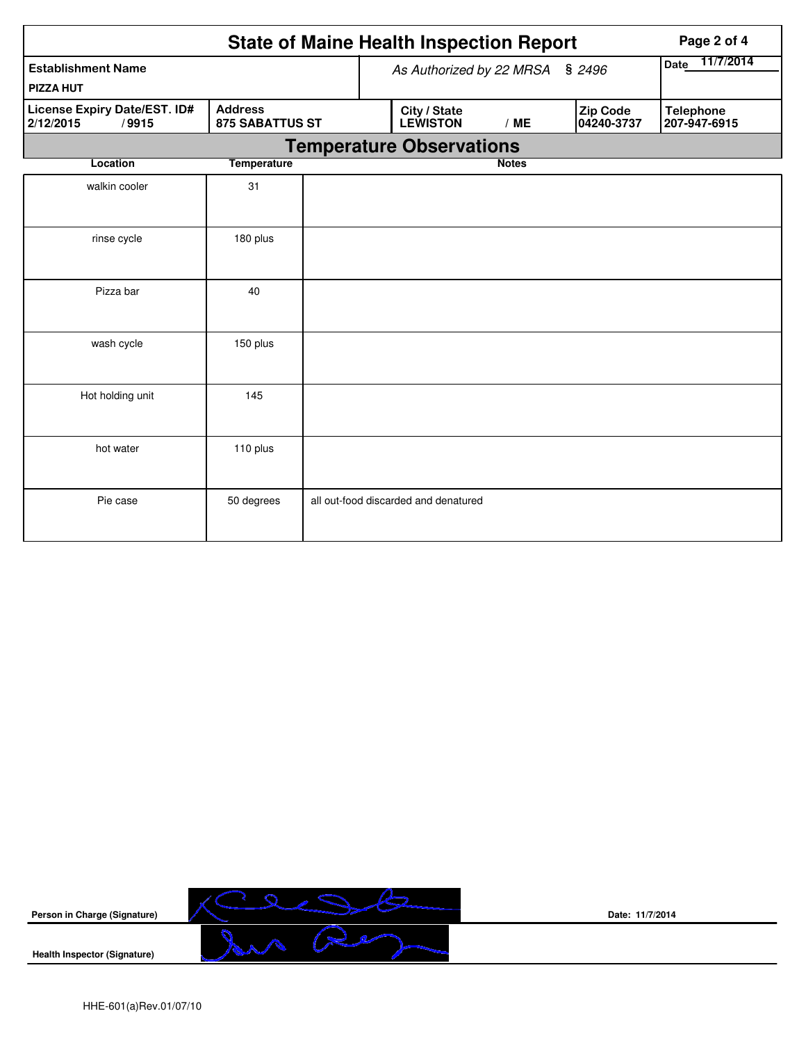# State of Maine Health Inspection Report

| Establishment Name | As Authorized by 22 MRSA § 2496 | | | Date 11/7/2014 |
|---|---|---|---|---|
| PIZZA HUT | | | | |
| **License Expiry Date/EST. ID#** 2/12/2015 / 9915 | **Address** 875 SABATTUS ST | **City / State** LEWISTON / ME | **Zip Code** 04240-3737 | **Telephone** 207-947-6915 |

## Temperature Observations

| Location | Temperature | Notes |
|---|---|---|
| walkin cooler | 31 | |
| rinse cycle | 180 plus | |
| Pizza bar | 40 | |
| wash cycle | 150 plus | |
| Hot holding unit | 145 | |
| hot water | 110 plus | |
| Pie case | 50 degrees | all out-food discarded and denatured |

**Person in Charge (Signature)** [signature] Date: 11/7/2014

**Health Inspector (Signature)** [signature]

HHE-601(a)Rev.01/07/10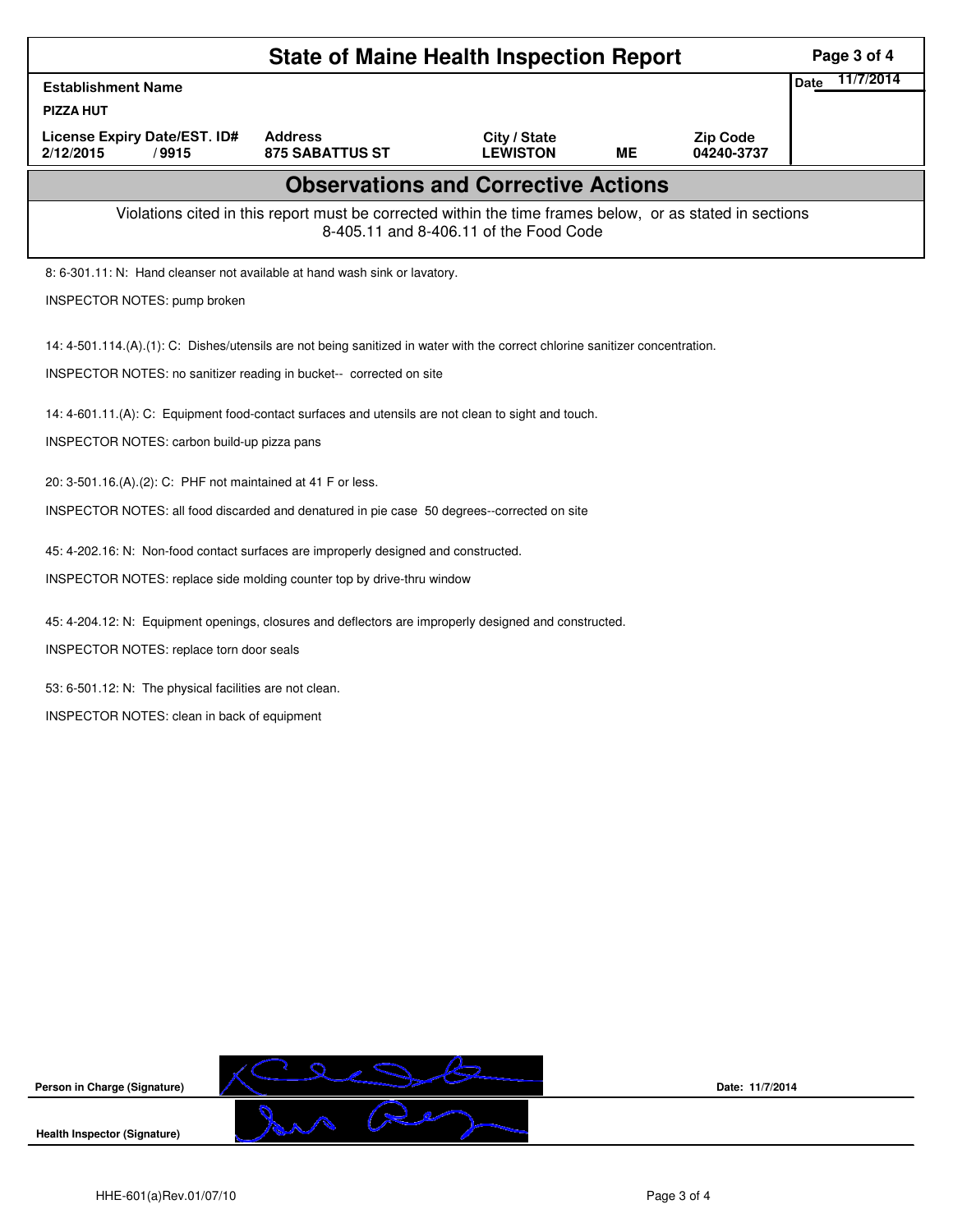# State of Maine Health Inspection Report

| Establishment Name | | | | | Date 11/7/2014 |
|---|---|---|---|---|---|
| PIZZA HUT | | | | | |
| License Expiry Date/EST. ID# | | Address | City / State | | Zip Code |
| 2/12/2015 | /9915 | 875 SABATTUS ST | LEWISTON | ME | 04240-3737 |

## Observations and Corrective Actions

Violations cited in this report must be corrected within the time frames below, or as stated in sections 8-405.11 and 8-406.11 of the Food Code

8: 6-301.11: N: Hand cleanser not available at hand wash sink or lavatory.

INSPECTOR NOTES: pump broken

14: 4-501.114.(A).(1): C: Dishes/utensils are not being sanitized in water with the correct chlorine sanitizer concentration.

INSPECTOR NOTES: no sanitizer reading in bucket-- corrected on site

14: 4-601.11.(A): C: Equipment food-contact surfaces and utensils are not clean to sight and touch.

INSPECTOR NOTES: carbon build-up pizza pans

20: 3-501.16.(A).(2): C: PHF not maintained at 41 F or less.

INSPECTOR NOTES: all food discarded and denatured in pie case 50 degrees--corrected on site

45: 4-202.16: N: Non-food contact surfaces are improperly designed and constructed.

INSPECTOR NOTES: replace side molding counter top by drive-thru window

45: 4-204.12: N: Equipment openings, closures and deflectors are improperly designed and constructed.

INSPECTOR NOTES: replace torn door seals

53: 6-501.12: N: The physical facilities are not clean.

INSPECTOR NOTES: clean in back of equipment

Person in Charge (Signature) Date: 11/7/2014

Health Inspector (Signature)

HHE-601(a)Rev.01/07/10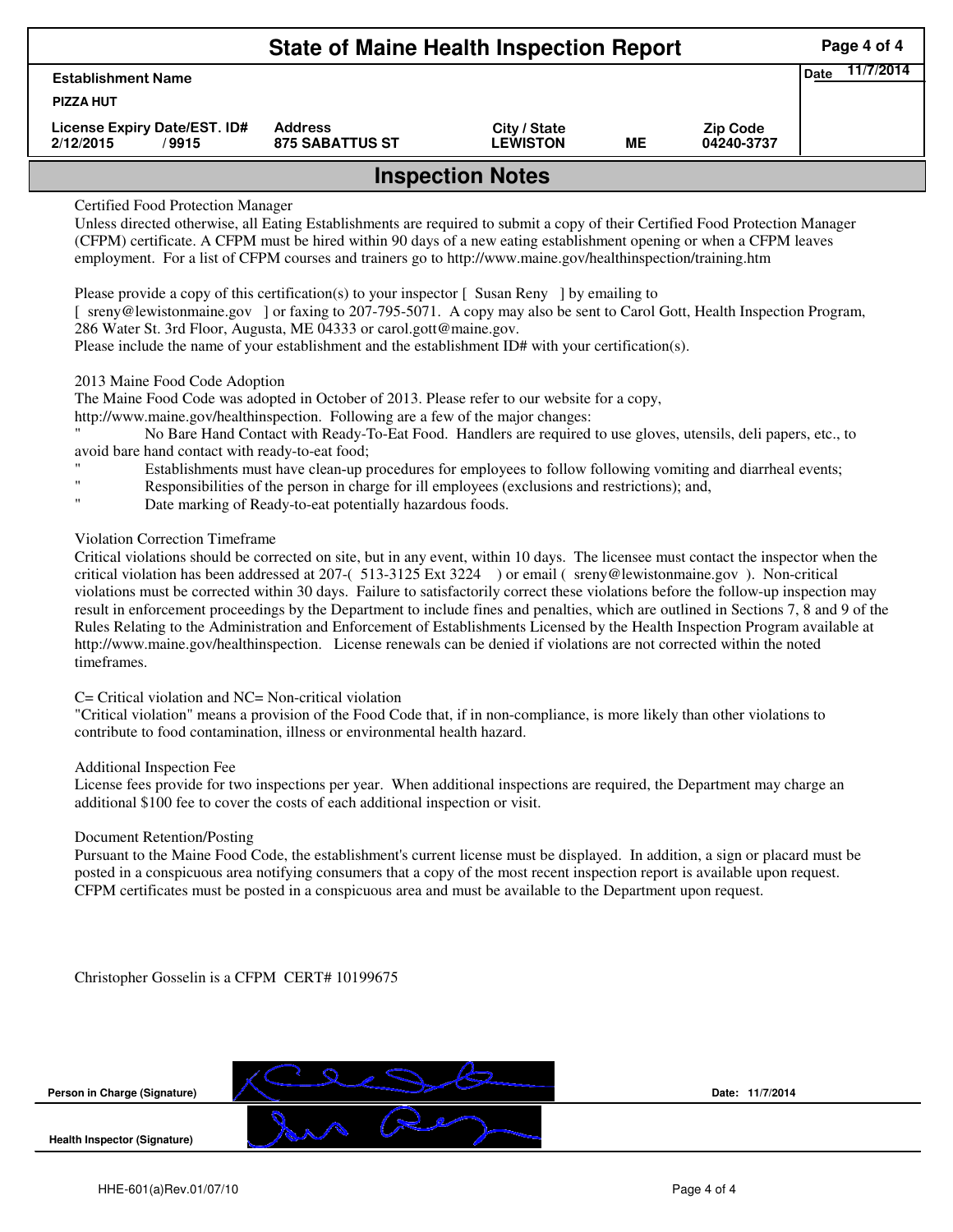# State of Maine Health Inspection Report

| Establishment Name | | | | | Date 11/7/2014 |
|---|---|---|---|---|---|
| PIZZA HUT | | | | | |
| License Expiry Date/EST. ID# | Address | City / State | | Zip Code | |
| 2/12/2015 / 9915 | 875 SABATTUS ST | LEWISTON | ME | 04240-3737 | |

## Inspection Notes

Certified Food Protection Manager

Unless directed otherwise, all Eating Establishments are required to submit a copy of their Certified Food Protection Manager (CFPM) certificate. A CFPM must be hired within 90 days of a new eating establishment opening or when a CFPM leaves employment. For a list of CFPM courses and trainers go to http://www.maine.gov/healthinspection/training.htm

Please provide a copy of this certification(s) to your inspector [ Susan Reny ] by emailing to [ sreny@lewistonmaine.gov ] or faxing to 207-795-5071. A copy may also be sent to Carol Gott, Health Inspection Program, 286 Water St. 3rd Floor, Augusta, ME 04333 or carol.gott@maine.gov.

Please include the name of your establishment and the establishment ID# with your certification(s).

2013 Maine Food Code Adoption

The Maine Food Code was adopted in October of 2013. Please refer to our website for a copy, http://www.maine.gov/healthinspection. Following are a few of the major changes:

" No Bare Hand Contact with Ready-To-Eat Food. Handlers are required to use gloves, utensils, deli papers, etc., to avoid bare hand contact with ready-to-eat food;

" Establishments must have clean-up procedures for employees to follow following vomiting and diarrheal events;

" Responsibilities of the person in charge for ill employees (exclusions and restrictions); and,

" Date marking of Ready-to-eat potentially hazardous foods.

Violation Correction Timeframe

Critical violations should be corrected on site, but in any event, within 10 days. The licensee must contact the inspector when the critical violation has been addressed at 207-( 513-3125 Ext 3224 ) or email ( sreny@lewistonmaine.gov ). Non-critical violations must be corrected within 30 days. Failure to satisfactorily correct these violations before the follow-up inspection may result in enforcement proceedings by the Department to include fines and penalties, which are outlined in Sections 7, 8 and 9 of the Rules Relating to the Administration and Enforcement of Establishments Licensed by the Health Inspection Program available at http://www.maine.gov/healthinspection. License renewals can be denied if violations are not corrected within the noted timeframes.

C= Critical violation and NC= Non-critical violation

"Critical violation" means a provision of the Food Code that, if in non-compliance, is more likely than other violations to contribute to food contamination, illness or environmental health hazard.

Additional Inspection Fee

License fees provide for two inspections per year. When additional inspections are required, the Department may charge an additional $100 fee to cover the costs of each additional inspection or visit.

Document Retention/Posting

Pursuant to the Maine Food Code, the establishment's current license must be displayed. In addition, a sign or placard must be posted in a conspicuous area notifying consumers that a copy of the most recent inspection report is available upon request. CFPM certificates must be posted in a conspicuous area and must be available to the Department upon request.

Christopher Gosselin is a CFPM CERT# 10199675

**Person in Charge (Signature)** Date: 11/7/2014

**Health Inspector (Signature)**

HHE-601(a)Rev.01/07/10